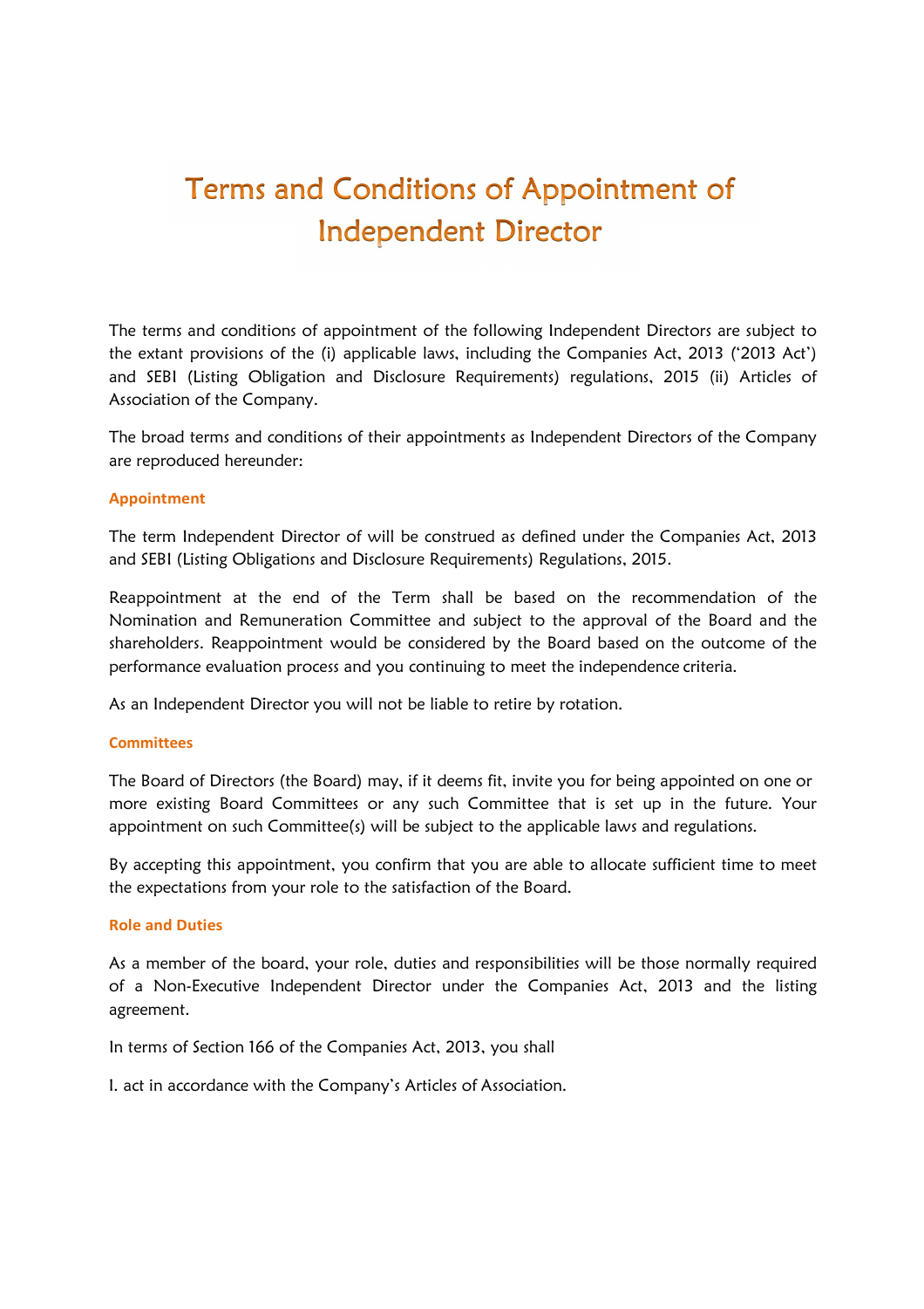# Terms and Conditions of Appointment of Independent Director

The terms and conditions of appointment of the following Independent Directors are subject to the extant provisions of the (i) applicable laws, including the Companies Act, 2013 ('2013 Act') and SEBI (Listing Obligation and Disclosure Requirements) regulations, 2015 (ii) Articles of Association of the Company.

The broad terms and conditions of their appointments as Independent Directors of the Company are reproduced hereunder:

### Appointment

The term Independent Director of will be construed as defined under the Companies Act, 2013 and SEBI (Listing Obligations and Disclosure Requirements) Regulations, 2015.

Reappointment at the end of the Term shall be based on the recommendation of the Nomination and Remuneration Committee and subject to the approval of the Board and the shareholders. Reappointment would be considered by the Board based on the outcome of the performance evaluation process and you continuing to meet the independence criteria.

As an Independent Director you will not be liable to retire by rotation.

### Committees

The Board of Directors (the Board) may, if it deems fit, invite you for being appointed on one or more existing Board Committees or any such Committee that is set up in the future. Your appointment on such Committee(s) will be subject to the applicable laws and regulations.

By accepting this appointment, you confirm that you are able to allocate sufficient time to meet the expectations from your role to the satisfaction of the Board.

### Role and Duties

As a member of the board, your role, duties and responsibilities will be those normally required of a Non-Executive Independent Director under the Companies Act, 2013 and the listing agreement.

In terms of Section 166 of the Companies Act, 2013, you shall

I. act in accordance with the Company's Articles of Association.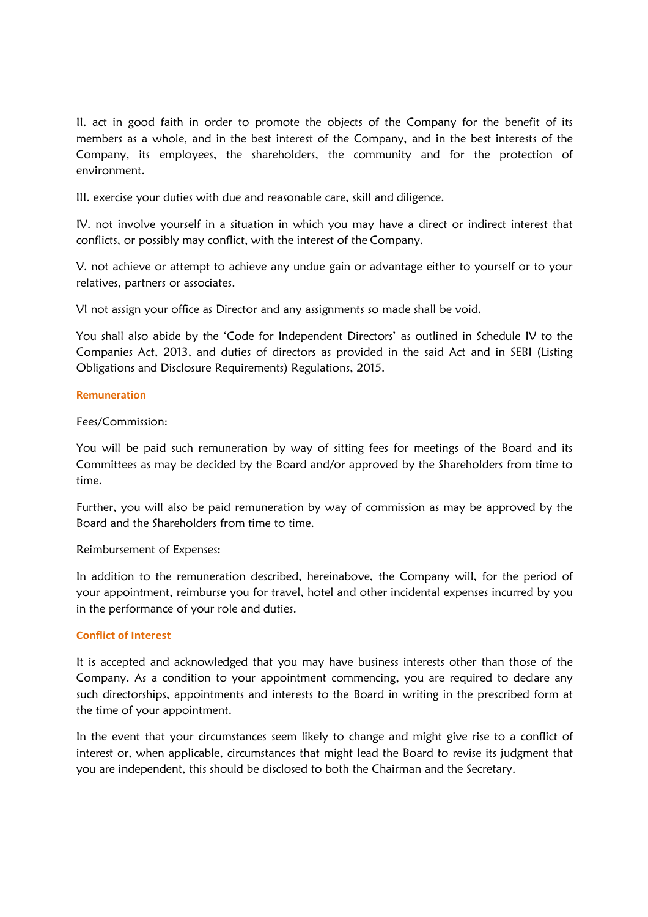II. act in good faith in order to promote the objects of the Company for the benefit of its members as a whole, and in the best interest of the Company, and in the best interests of the Company, its employees, the shareholders, the community and for the protection of environment.

III. exercise your duties with due and reasonable care, skill and diligence.

IV. not involve yourself in a situation in which you may have a direct or indirect interest that conflicts, or possibly may conflict, with the interest of the Company.

V. not achieve or attempt to achieve any undue gain or advantage either to yourself or to your relatives, partners or associates.

VI not assign your office as Director and any assignments so made shall be void.

You shall also abide by the 'Code for Independent Directors' as outlined in Schedule IV to the Companies Act, 2013, and duties of directors as provided in the said Act and in SEBI (Listing Obligations and Disclosure Requirements) Regulations, 2015.

#### Remuneration

Fees/Commission:

You will be paid such remuneration by way of sitting fees for meetings of the Board and its Committees as may be decided by the Board and/or approved by the Shareholders from time to time.

Further, you will also be paid remuneration by way of commission as may be approved by the Board and the Shareholders from time to time.

Reimbursement of Expenses:

In addition to the remuneration described, hereinabove, the Company will, for the period of your appointment, reimburse you for travel, hotel and other incidental expenses incurred by you in the performance of your role and duties.

#### Conflict of Interest

It is accepted and acknowledged that you may have business interests other than those of the Company. As a condition to your appointment commencing, you are required to declare any such directorships, appointments and interests to the Board in writing in the prescribed form at the time of your appointment.

In the event that your circumstances seem likely to change and might give rise to a conflict of interest or, when applicable, circumstances that might lead the Board to revise its judgment that you are independent, this should be disclosed to both the Chairman and the Secretary.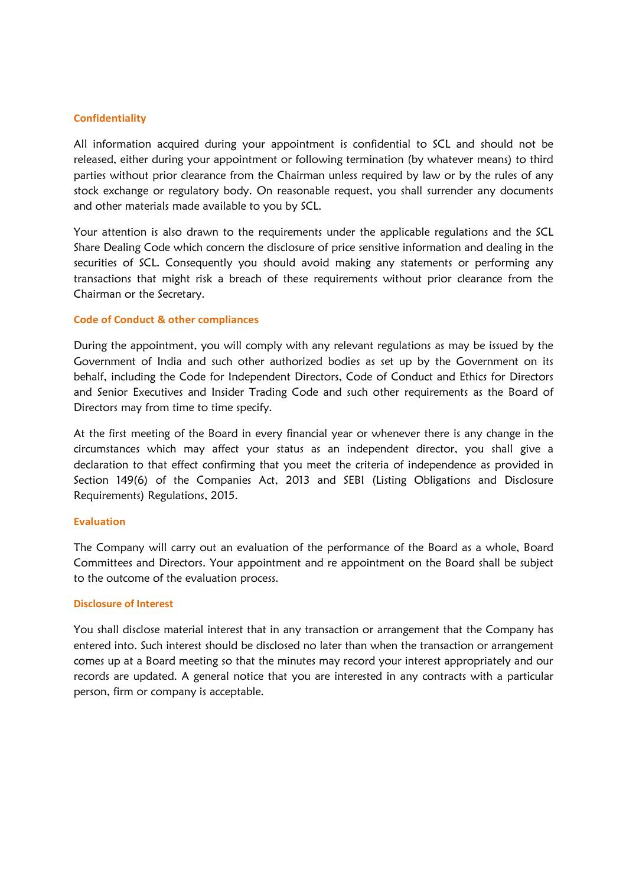### Confidentiality

All information acquired during your appointment is confidential to SCL and should not be released, either during your appointment or following termination (by whatever means) to third parties without prior clearance from the Chairman unless required by law or by the rules of any stock exchange or regulatory body. On reasonable request, you shall surrender any documents and other materials made available to you by SCL.

Your attention is also drawn to the requirements under the applicable regulations and the SCL Share Dealing Code which concern the disclosure of price sensitive information and dealing in the securities of SCL. Consequently you should avoid making any statements or performing any transactions that might risk a breach of these requirements without prior clearance from the Chairman or the Secretary.

### Code of Conduct & other compliances

During the appointment, you will comply with any relevant regulations as may be issued by the Government of India and such other authorized bodies as set up by the Government on its behalf, including the Code for Independent Directors, Code of Conduct and Ethics for Directors and Senior Executives and Insider Trading Code and such other requirements as the Board of Directors may from time to time specify.

At the first meeting of the Board in every financial year or whenever there is any change in the circumstances which may affect your status as an independent director, you shall give a declaration to that effect confirming that you meet the criteria of independence as provided in Section 149(6) of the Companies Act, 2013 and SEBI (Listing Obligations and Disclosure Requirements) Regulations, 2015.

### Evaluation

The Company will carry out an evaluation of the performance of the Board as a whole, Board Committees and Directors. Your appointment and re appointment on the Board shall be subject to the outcome of the evaluation process.

### Disclosure of Interest

You shall disclose material interest that in any transaction or arrangement that the Company has entered into. Such interest should be disclosed no later than when the transaction or arrangement comes up at a Board meeting so that the minutes may record your interest appropriately and our records are updated. A general notice that you are interested in any contracts with a particular person, firm or company is acceptable.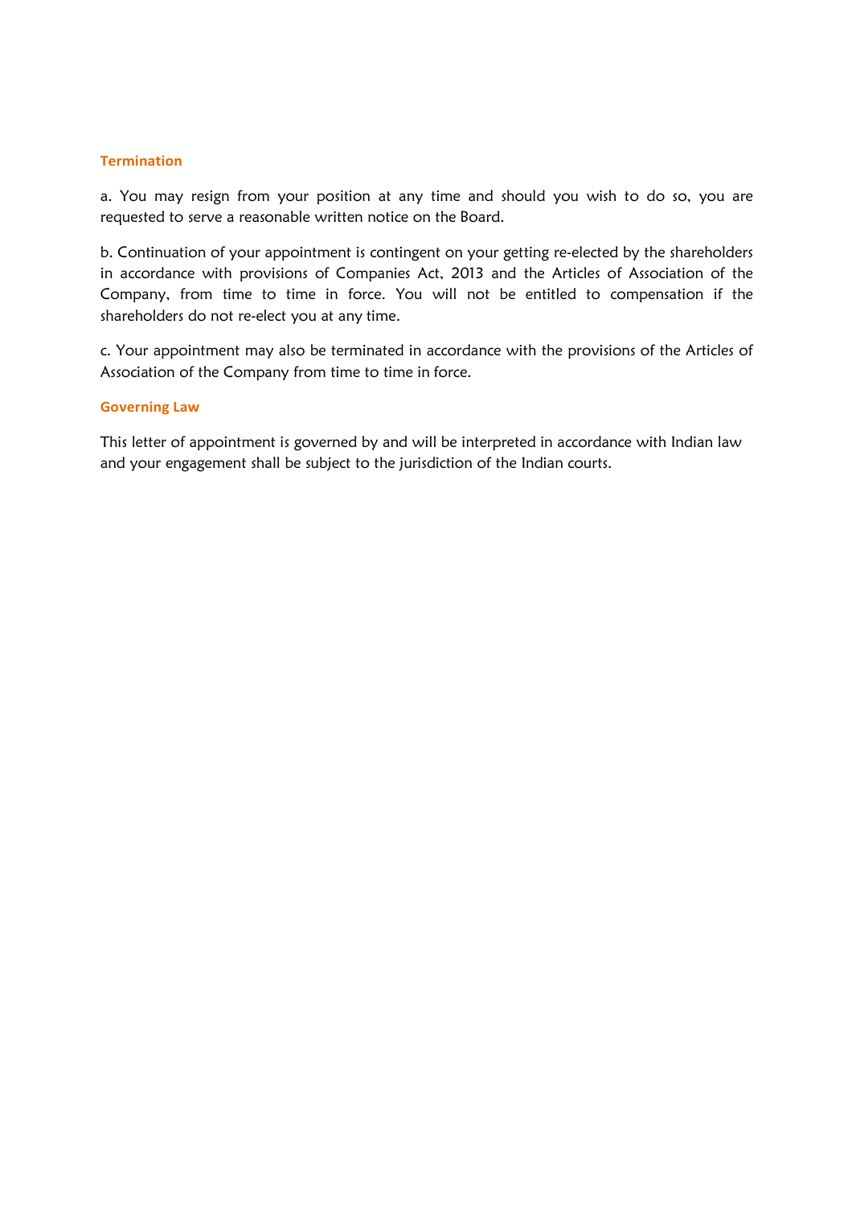## Termination

a. You may resign from your position at any time and should you wish to do so, you are requested to serve a reasonable written notice on the Board.

b. Continuation of your appointment is contingent on your getting re-elected by the shareholders in accordance with provisions of Companies Act, 2013 and the Articles of Association of the Company, from time to time in force. You will not be entitled to compensation if the shareholders do not re-elect you at any time.

c. Your appointment may also be terminated in accordance with the provisions of the Articles of Association of the Company from time to time in force.

## Governing Law

This letter of appointment is governed by and will be interpreted in accordance with Indian law and your engagement shall be subject to the jurisdiction of the Indian courts.